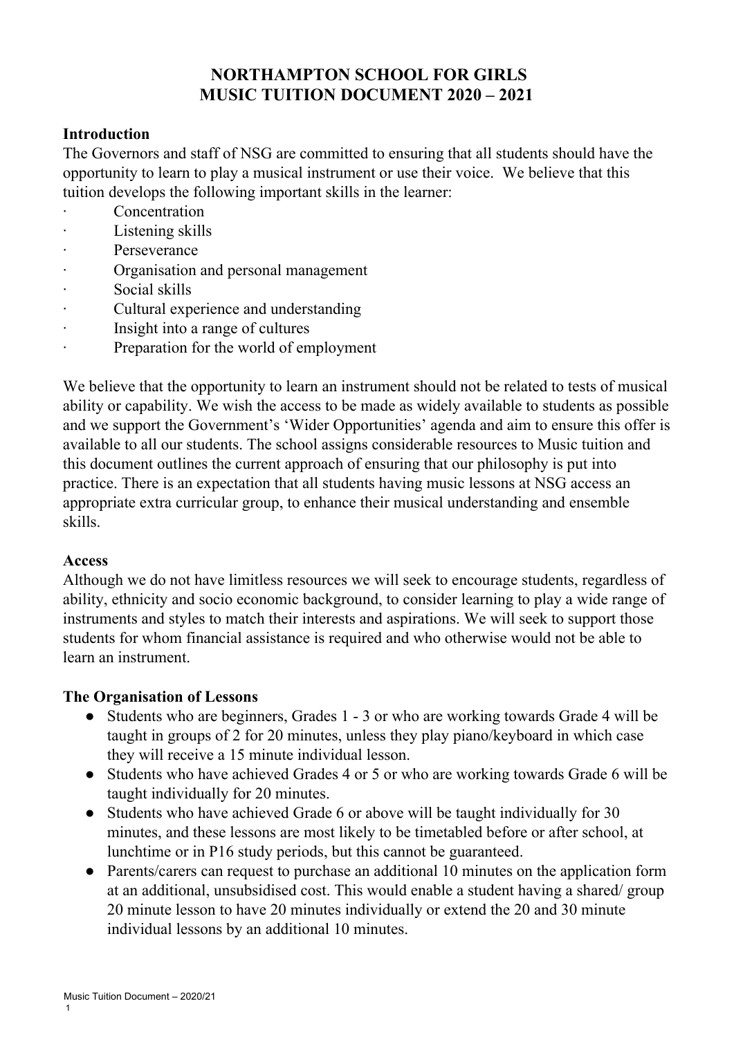# NORTHAMPTON SCHOOL FOR GIRLS
# MUSIC TUITION DOCUMENT 2020 – 2021

**Introduction**

The Governors and staff of NSG are committed to ensuring that all students should have the opportunity to learn to play a musical instrument or use their voice. We believe that this tuition develops the following important skills in the learner:

- Concentration
- Listening skills
- Perseverance
- Organisation and personal management
- Social skills
- Cultural experience and understanding
- Insight into a range of cultures
- Preparation for the world of employment

We believe that the opportunity to learn an instrument should not be related to tests of musical ability or capability. We wish the access to be made as widely available to students as possible and we support the Government's 'Wider Opportunities' agenda and aim to ensure this offer is available to all our students. The school assigns considerable resources to Music tuition and this document outlines the current approach of ensuring that our philosophy is put into practice. There is an expectation that all students having music lessons at NSG access an appropriate extra curricular group, to enhance their musical understanding and ensemble skills.

**Access**

Although we do not have limitless resources we will seek to encourage students, regardless of ability, ethnicity and socio economic background, to consider learning to play a wide range of instruments and styles to match their interests and aspirations. We will seek to support those students for whom financial assistance is required and who otherwise would not be able to learn an instrument.

**The Organisation of Lessons**

- Students who are beginners, Grades 1 - 3 or who are working towards Grade 4 will be taught in groups of 2 for 20 minutes, unless they play piano/keyboard in which case they will receive a 15 minute individual lesson.
- Students who have achieved Grades 4 or 5 or who are working towards Grade 6 will be taught individually for 20 minutes.
- Students who have achieved Grade 6 or above will be taught individually for 30 minutes, and these lessons are most likely to be timetabled before or after school, at lunchtime or in P16 study periods, but this cannot be guaranteed.
- Parents/carers can request to purchase an additional 10 minutes on the application form at an additional, unsubsidised cost. This would enable a student having a shared/ group 20 minute lesson to have 20 minutes individually or extend the 20 and 30 minute individual lessons by an additional 10 minutes.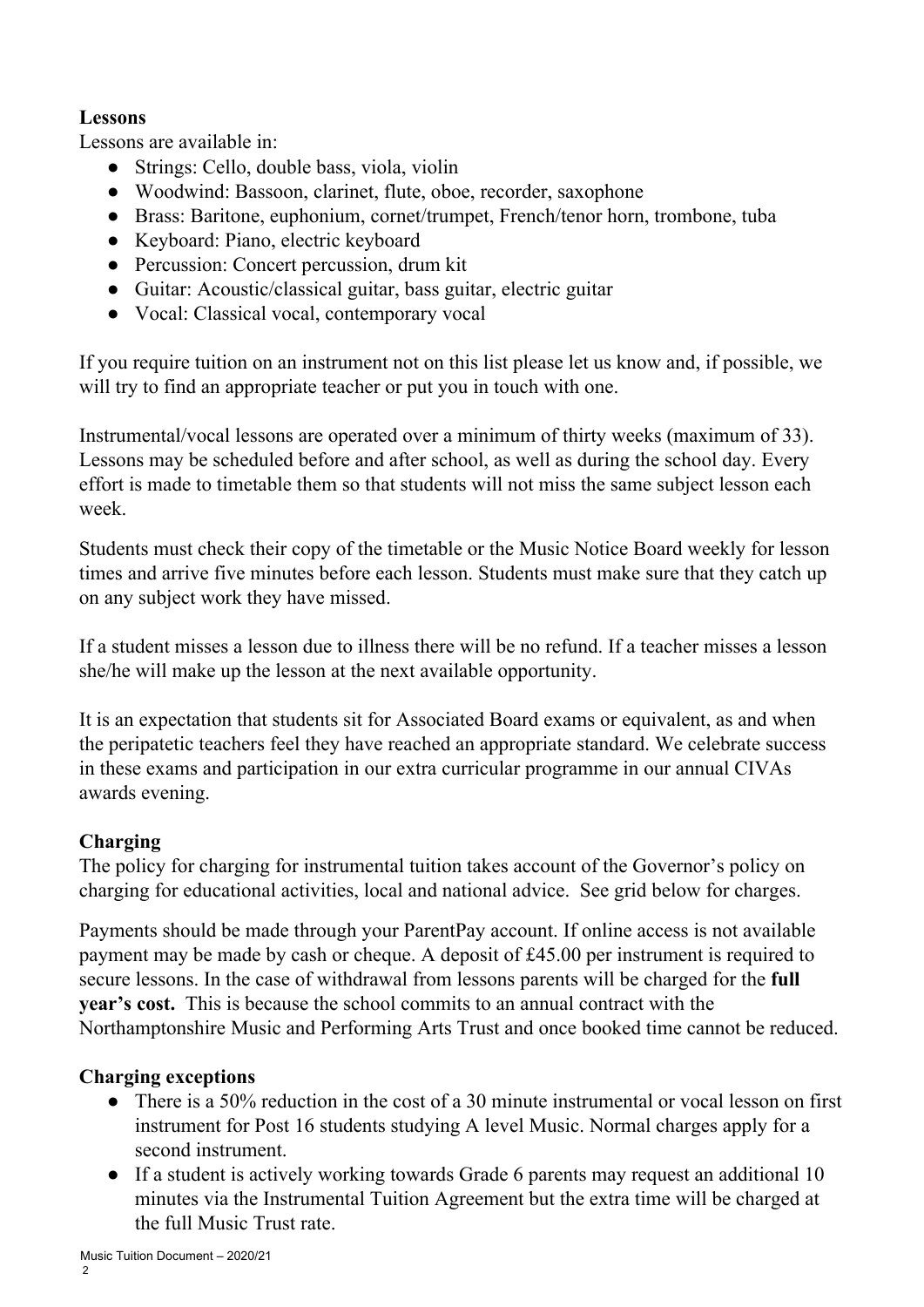**Lessons**

Lessons are available in:

- Strings: Cello, double bass, viola, violin
- Woodwind: Bassoon, clarinet, flute, oboe, recorder, saxophone
- Brass: Baritone, euphonium, cornet/trumpet, French/tenor horn, trombone, tuba
- Keyboard: Piano, electric keyboard
- Percussion: Concert percussion, drum kit
- Guitar: Acoustic/classical guitar, bass guitar, electric guitar
- Vocal: Classical vocal, contemporary vocal

If you require tuition on an instrument not on this list please let us know and, if possible, we will try to find an appropriate teacher or put you in touch with one.

Instrumental/vocal lessons are operated over a minimum of thirty weeks (maximum of 33). Lessons may be scheduled before and after school, as well as during the school day. Every effort is made to timetable them so that students will not miss the same subject lesson each week.

Students must check their copy of the timetable or the Music Notice Board weekly for lesson times and arrive five minutes before each lesson. Students must make sure that they catch up on any subject work they have missed.

If a student misses a lesson due to illness there will be no refund. If a teacher misses a lesson she/he will make up the lesson at the next available opportunity.

It is an expectation that students sit for Associated Board exams or equivalent, as and when the peripatetic teachers feel they have reached an appropriate standard. We celebrate success in these exams and participation in our extra curricular programme in our annual CIVAs awards evening.

**Charging**

The policy for charging for instrumental tuition takes account of the Governor's policy on charging for educational activities, local and national advice. See grid below for charges.

Payments should be made through your ParentPay account. If online access is not available payment may be made by cash or cheque. A deposit of £45.00 per instrument is required to secure lessons. In the case of withdrawal from lessons parents will be charged for the **full year's cost.** This is because the school commits to an annual contract with the Northamptonshire Music and Performing Arts Trust and once booked time cannot be reduced.

**Charging exceptions**

- There is a 50% reduction in the cost of a 30 minute instrumental or vocal lesson on first instrument for Post 16 students studying A level Music. Normal charges apply for a second instrument.
- If a student is actively working towards Grade 6 parents may request an additional 10 minutes via the Instrumental Tuition Agreement but the extra time will be charged at the full Music Trust rate.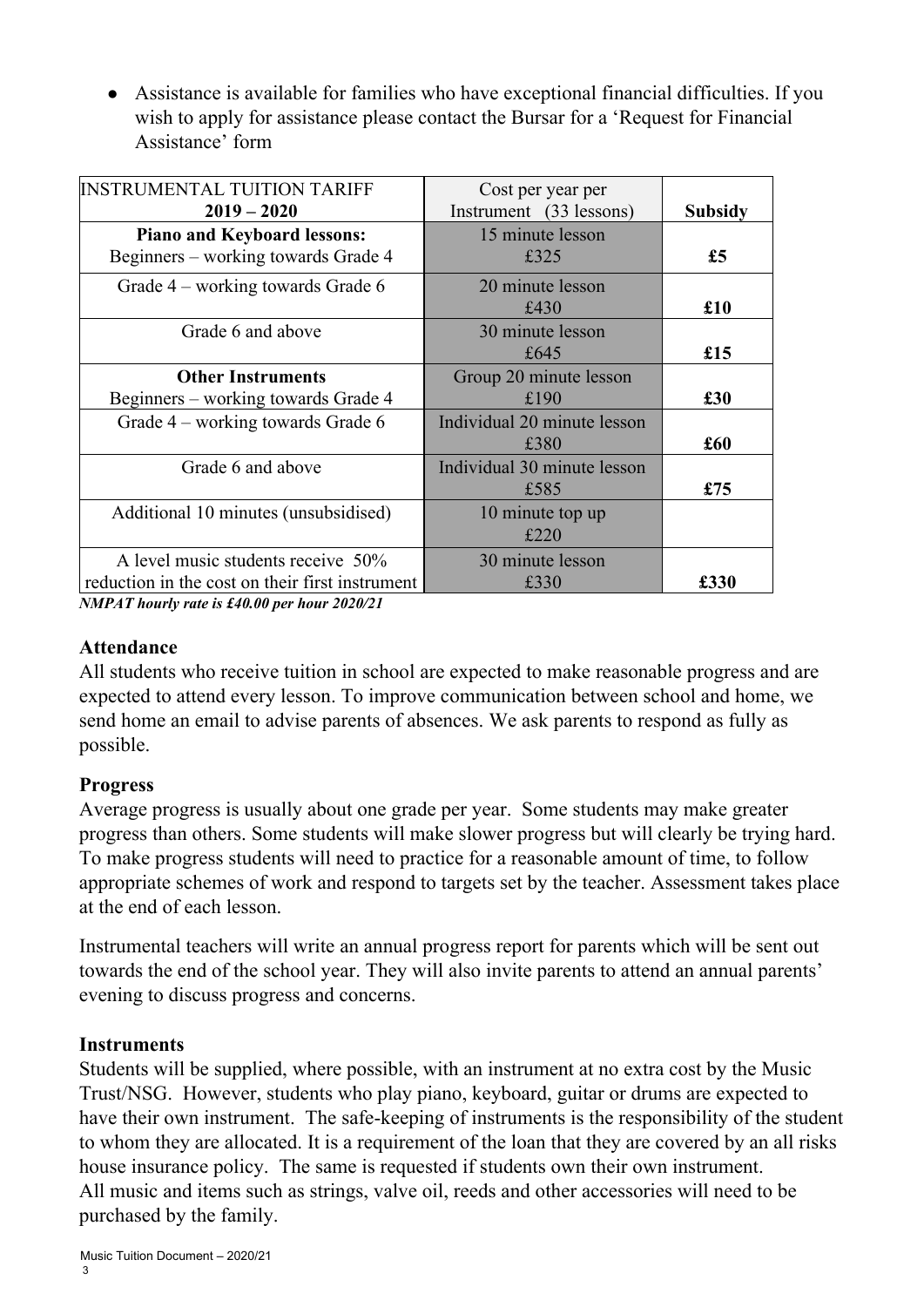- Assistance is available for families who have exceptional financial difficulties. If you wish to apply for assistance please contact the Bursar for a 'Request for Financial Assistance' form

| INSTRUMENTAL TUITION TARIFF **2019 – 2020** | Cost per year per Instrument (33 lessons) | **Subsidy** |
|---|---|---|
| **Piano and Keyboard lessons:** Beginners – working towards Grade 4 | 15 minute lesson £325 | **£5** |
| Grade 4 – working towards Grade 6 | 20 minute lesson £430 | **£10** |
| Grade 6 and above | 30 minute lesson £645 | **£15** |
| **Other Instruments** Beginners – working towards Grade 4 | Group 20 minute lesson £190 | **£30** |
| Grade 4 – working towards Grade 6 | Individual 20 minute lesson £380 | **£60** |
| Grade 6 and above | Individual 30 minute lesson £585 | **£75** |
| Additional 10 minutes (unsubsidised) | 10 minute top up £220 | |
| A level music students receive 50% reduction in the cost on their first instrument | 30 minute lesson £330 | **£330** |

***NMPAT hourly rate is £40.00 per hour 2020/21***

### Attendance

All students who receive tuition in school are expected to make reasonable progress and are expected to attend every lesson. To improve communication between school and home, we send home an email to advise parents of absences. We ask parents to respond as fully as possible.

### Progress

Average progress is usually about one grade per year. Some students may make greater progress than others. Some students will make slower progress but will clearly be trying hard. To make progress students will need to practice for a reasonable amount of time, to follow appropriate schemes of work and respond to targets set by the teacher. Assessment takes place at the end of each lesson.

Instrumental teachers will write an annual progress report for parents which will be sent out towards the end of the school year. They will also invite parents to attend an annual parents' evening to discuss progress and concerns.

### Instruments

Students will be supplied, where possible, with an instrument at no extra cost by the Music Trust/NSG. However, students who play piano, keyboard, guitar or drums are expected to have their own instrument. The safe-keeping of instruments is the responsibility of the student to whom they are allocated. It is a requirement of the loan that they are covered by an all risks house insurance policy. The same is requested if students own their own instrument.
All music and items such as strings, valve oil, reeds and other accessories will need to be purchased by the family.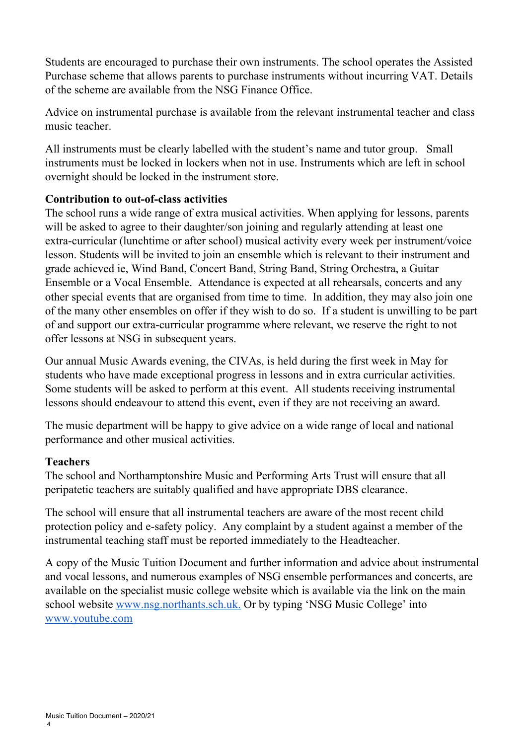Students are encouraged to purchase their own instruments. The school operates the Assisted Purchase scheme that allows parents to purchase instruments without incurring VAT. Details of the scheme are available from the NSG Finance Office.

Advice on instrumental purchase is available from the relevant instrumental teacher and class music teacher.

All instruments must be clearly labelled with the student's name and tutor group. Small instruments must be locked in lockers when not in use. Instruments which are left in school overnight should be locked in the instrument store.

**Contribution to out-of-class activities**

The school runs a wide range of extra musical activities. When applying for lessons, parents will be asked to agree to their daughter/son joining and regularly attending at least one extra-curricular (lunchtime or after school) musical activity every week per instrument/voice lesson. Students will be invited to join an ensemble which is relevant to their instrument and grade achieved ie, Wind Band, Concert Band, String Band, String Orchestra, a Guitar Ensemble or a Vocal Ensemble. Attendance is expected at all rehearsals, concerts and any other special events that are organised from time to time. In addition, they may also join one of the many other ensembles on offer if they wish to do so. If a student is unwilling to be part of and support our extra-curricular programme where relevant, we reserve the right to not offer lessons at NSG in subsequent years.

Our annual Music Awards evening, the CIVAs, is held during the first week in May for students who have made exceptional progress in lessons and in extra curricular activities. Some students will be asked to perform at this event. All students receiving instrumental lessons should endeavour to attend this event, even if they are not receiving an award.

The music department will be happy to give advice on a wide range of local and national performance and other musical activities.

**Teachers**

The school and Northamptonshire Music and Performing Arts Trust will ensure that all peripatetic teachers are suitably qualified and have appropriate DBS clearance.

The school will ensure that all instrumental teachers are aware of the most recent child protection policy and e-safety policy. Any complaint by a student against a member of the instrumental teaching staff must be reported immediately to the Headteacher.

A copy of the Music Tuition Document and further information and advice about instrumental and vocal lessons, and numerous examples of NSG ensemble performances and concerts, are available on the specialist music college website which is available via the link on the main school website www.nsg.northants.sch.uk. Or by typing 'NSG Music College' into www.youtube.com